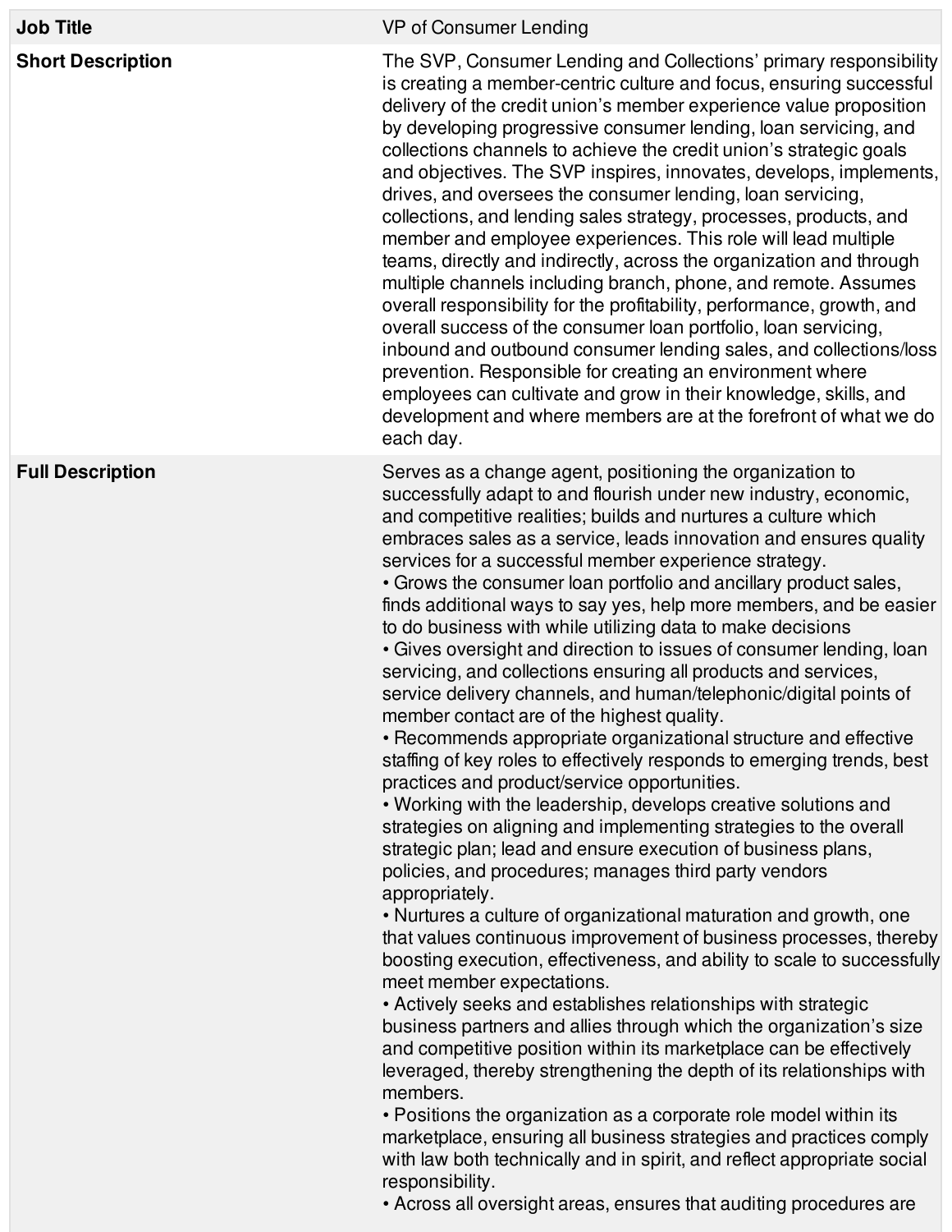| **Job Title** | VP of Consumer Lending |
|---|---|
| **Short Description** | The SVP, Consumer Lending and Collections' primary responsibility is creating a member-centric culture and focus, ensuring successful delivery of the credit union's member experience value proposition by developing progressive consumer lending, loan servicing, and collections channels to achieve the credit union's strategic goals and objectives. The SVP inspires, innovates, develops, implements, drives, and oversees the consumer lending, loan servicing, collections, and lending sales strategy, processes, products, and member and employee experiences. This role will lead multiple teams, directly and indirectly, across the organization and through multiple channels including branch, phone, and remote. Assumes overall responsibility for the profitability, performance, growth, and overall success of the consumer loan portfolio, loan servicing, inbound and outbound consumer lending sales, and collections/loss prevention. Responsible for creating an environment where employees can cultivate and grow in their knowledge, skills, and development and where members are at the forefront of what we do each day. |
| **Full Description** | Serves as a change agent, positioning the organization to successfully adapt to and flourish under new industry, economic, and competitive realities; builds and nurtures a culture which embraces sales as a service, leads innovation and ensures quality services for a successful member experience strategy.<br>• Grows the consumer loan portfolio and ancillary product sales, finds additional ways to say yes, help more members, and be easier to do business with while utilizing data to make decisions<br>• Gives oversight and direction to issues of consumer lending, loan servicing, and collections ensuring all products and services, service delivery channels, and human/telephonic/digital points of member contact are of the highest quality.<br>• Recommends appropriate organizational structure and effective staffing of key roles to effectively responds to emerging trends, best practices and product/service opportunities.<br>• Working with the leadership, develops creative solutions and strategies on aligning and implementing strategies to the overall strategic plan; lead and ensure execution of business plans, policies, and procedures; manages third party vendors appropriately.<br>• Nurtures a culture of organizational maturation and growth, one that values continuous improvement of business processes, thereby boosting execution, effectiveness, and ability to scale to successfully meet member expectations.<br>• Actively seeks and establishes relationships with strategic business partners and allies through which the organization's size and competitive position within its marketplace can be effectively leveraged, thereby strengthening the depth of its relationships with members.<br>• Positions the organization as a corporate role model within its marketplace, ensuring all business strategies and practices comply with law both technically and in spirit, and reflect appropriate social responsibility.<br>• Across all oversight areas, ensures that auditing procedures are |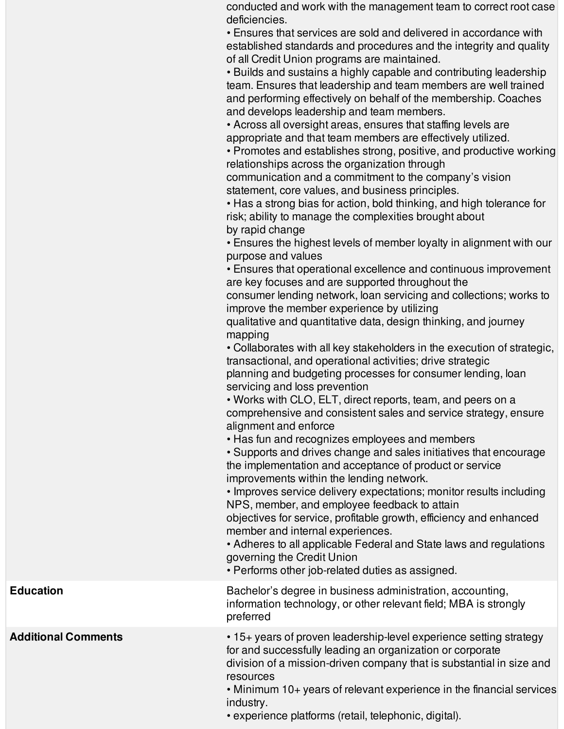| | |
|---|---|
| | conducted and work with the management team to correct root case deficiencies.<br>• Ensures that services are sold and delivered in accordance with established standards and procedures and the integrity and quality of all Credit Union programs are maintained.<br>• Builds and sustains a highly capable and contributing leadership team. Ensures that leadership and team members are well trained and performing effectively on behalf of the membership. Coaches and develops leadership and team members.<br>• Across all oversight areas, ensures that staffing levels are appropriate and that team members are effectively utilized.<br>• Promotes and establishes strong, positive, and productive working relationships across the organization through communication and a commitment to the company's vision statement, core values, and business principles.<br>• Has a strong bias for action, bold thinking, and high tolerance for risk; ability to manage the complexities brought about by rapid change<br>• Ensures the highest levels of member loyalty in alignment with our purpose and values<br>• Ensures that operational excellence and continuous improvement are key focuses and are supported throughout the consumer lending network, loan servicing and collections; works to improve the member experience by utilizing qualitative and quantitative data, design thinking, and journey mapping<br>• Collaborates with all key stakeholders in the execution of strategic, transactional, and operational activities; drive strategic planning and budgeting processes for consumer lending, loan servicing and loss prevention<br>• Works with CLO, ELT, direct reports, team, and peers on a comprehensive and consistent sales and service strategy, ensure alignment and enforce<br>• Has fun and recognizes employees and members<br>• Supports and drives change and sales initiatives that encourage the implementation and acceptance of product or service improvements within the lending network.<br>• Improves service delivery expectations; monitor results including NPS, member, and employee feedback to attain objectives for service, profitable growth, efficiency and enhanced member and internal experiences.<br>• Adheres to all applicable Federal and State laws and regulations governing the Credit Union<br>• Performs other job-related duties as assigned. |
| **Education** | Bachelor's degree in business administration, accounting, information technology, or other relevant field; MBA is strongly preferred |
| **Additional Comments** | • 15+ years of proven leadership-level experience setting strategy for and successfully leading an organization or corporate division of a mission-driven company that is substantial in size and resources<br>• Minimum 10+ years of relevant experience in the financial services industry.<br>• experience platforms (retail, telephonic, digital). |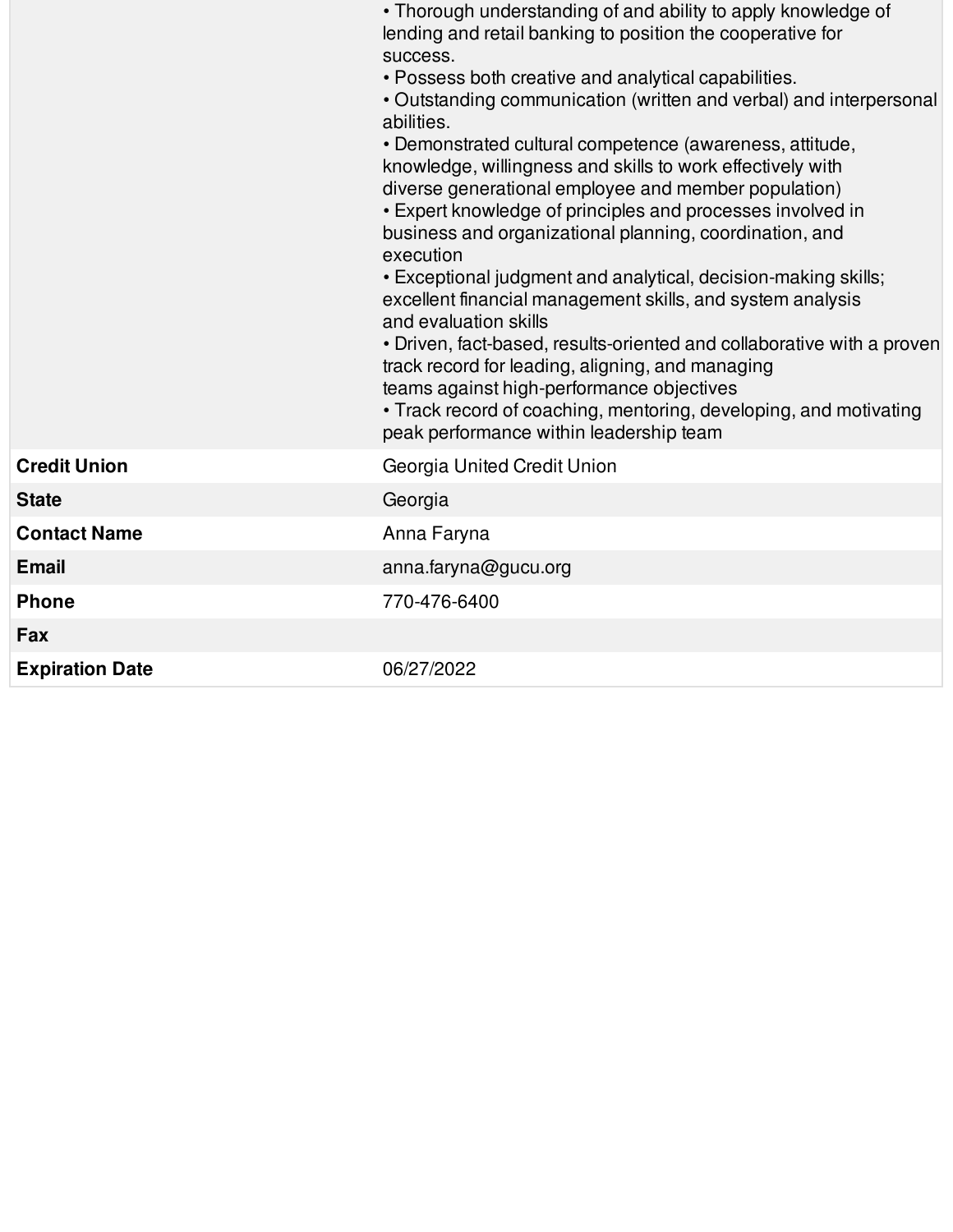| | |
|---|---|
| | • Thorough understanding of and ability to apply knowledge of lending and retail banking to position the cooperative for success.<br>• Possess both creative and analytical capabilities.<br>• Outstanding communication (written and verbal) and interpersonal abilities.<br>• Demonstrated cultural competence (awareness, attitude, knowledge, willingness and skills to work effectively with diverse generational employee and member population)<br>• Expert knowledge of principles and processes involved in business and organizational planning, coordination, and execution<br>• Exceptional judgment and analytical, decision-making skills; excellent financial management skills, and system analysis and evaluation skills<br>• Driven, fact-based, results-oriented and collaborative with a proven track record for leading, aligning, and managing teams against high-performance objectives<br>• Track record of coaching, mentoring, developing, and motivating peak performance within leadership team |
| **Credit Union** | Georgia United Credit Union |
| **State** | Georgia |
| **Contact Name** | Anna Faryna |
| **Email** | anna.faryna@gucu.org |
| **Phone** | 770-476-6400 |
| **Fax** | |
| **Expiration Date** | 06/27/2022 |